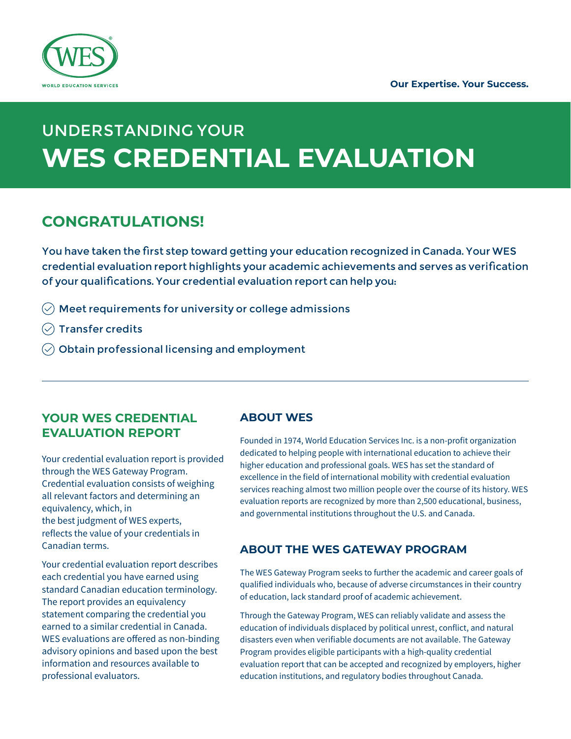WORLD EDUCATION SERVICES

Our Expertise. Your Success.

# UNDERSTANDING YOUR **WES CREDENTIAL EVALUATION**

## CONGRATULATIONS!

You have taken the first step toward getting your education recognized in Canada. Your WES credential evaluation report highlights your academic achievements and serves as verification of your qualifications. Your credential evaluation report can help you:

- Meet requirements for university or college admissions
- Transfer credits
- Obtain professional licensing and employment

---

## YOUR WES CREDENTIAL EVALUATION REPORT

Your credential evaluation report is provided through the WES Gateway Program. Credential evaluation consists of weighing all relevant factors and determining an equivalency, which, in the best judgment of WES experts, reflects the value of your credentials in Canadian terms.

Your credential evaluation report describes each credential you have earned using standard Canadian education terminology. The report provides an equivalency statement comparing the credential you earned to a similar credential in Canada. WES evaluations are offered as non-binding advisory opinions and based upon the best information and resources available to professional evaluators.

## ABOUT WES

Founded in 1974, World Education Services Inc. is a non-profit organization dedicated to helping people with international education to achieve their higher education and professional goals. WES has set the standard of excellence in the field of international mobility with credential evaluation services reaching almost two million people over the course of its history. WES evaluation reports are recognized by more than 2,500 educational, business, and governmental institutions throughout the U.S. and Canada.

## ABOUT THE WES GATEWAY PROGRAM

The WES Gateway Program seeks to further the academic and career goals of qualified individuals who, because of adverse circumstances in their country of education, lack standard proof of academic achievement.

Through the Gateway Program, WES can reliably validate and assess the education of individuals displaced by political unrest, conflict, and natural disasters even when verifiable documents are not available. The Gateway Program provides eligible participants with a high-quality credential evaluation report that can be accepted and recognized by employers, higher education institutions, and regulatory bodies throughout Canada.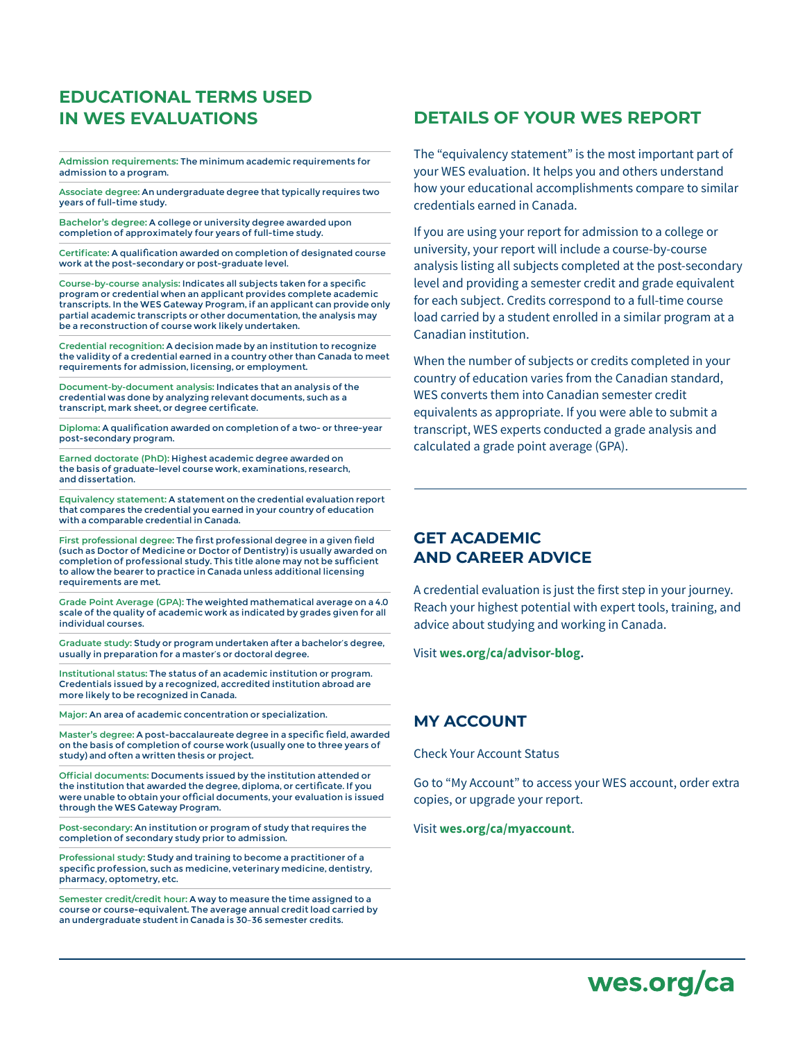## EDUCATIONAL TERMS USED IN WES EVALUATIONS

**Admission requirements:** The minimum academic requirements for admission to a program.

**Associate degree:** An undergraduate degree that typically requires two years of full-time study.

**Bachelor's degree:** A college or university degree awarded upon completion of approximately four years of full-time study.

**Certificate:** A qualification awarded on completion of designated course work at the post-secondary or post-graduate level.

**Course-by-course analysis:** Indicates all subjects taken for a specific program or credential when an applicant provides complete academic transcripts. In the WES Gateway Program, if an applicant can provide only partial academic transcripts or other documentation, the analysis may be a reconstruction of course work likely undertaken.

**Credential recognition:** A decision made by an institution to recognize the validity of a credential earned in a country other than Canada to meet requirements for admission, licensing, or employment.

**Document-by-document analysis:** Indicates that an analysis of the credential was done by analyzing relevant documents, such as a transcript, mark sheet, or degree certificate.

**Diploma:** A qualification awarded on completion of a two- or three-year post-secondary program.

**Earned doctorate (PhD):** Highest academic degree awarded on the basis of graduate-level course work, examinations, research, and dissertation.

**Equivalency statement:** A statement on the credential evaluation report that compares the credential you earned in your country of education with a comparable credential in Canada.

**First professional degree:** The first professional degree in a given field (such as Doctor of Medicine or Doctor of Dentistry) is usually awarded on completion of professional study. This title alone may not be sufficient to allow the bearer to practice in Canada unless additional licensing requirements are met.

**Grade Point Average (GPA):** The weighted mathematical average on a 4.0 scale of the quality of academic work as indicated by grades given for all individual courses.

**Graduate study:** Study or program undertaken after a bachelor's degree, usually in preparation for a master's or doctoral degree.

**Institutional status:** The status of an academic institution or program. Credentials issued by a recognized, accredited institution abroad are more likely to be recognized in Canada.

**Major:** An area of academic concentration or specialization.

**Master's degree:** A post-baccalaureate degree in a specific field, awarded on the basis of completion of course work (usually one to three years of study) and often a written thesis or project.

**Official documents:** Documents issued by the institution attended or the institution that awarded the degree, diploma, or certificate. If you were unable to obtain your official documents, your evaluation is issued through the WES Gateway Program.

**Post-secondary:** An institution or program of study that requires the completion of secondary study prior to admission.

**Professional study:** Study and training to become a practitioner of a specific profession, such as medicine, veterinary medicine, dentistry, pharmacy, optometry, etc.

**Semester credit/credit hour:** A way to measure the time assigned to a course or course-equivalent. The average annual credit load carried by an undergraduate student in Canada is 30–36 semester credits.

## DETAILS OF YOUR WES REPORT

The "equivalency statement" is the most important part of your WES evaluation. It helps you and others understand how your educational accomplishments compare to similar credentials earned in Canada.

If you are using your report for admission to a college or university, your report will include a course-by-course analysis listing all subjects completed at the post-secondary level and providing a semester credit and grade equivalent for each subject. Credits correspond to a full-time course load carried by a student enrolled in a similar program at a Canadian institution.

When the number of subjects or credits completed in your country of education varies from the Canadian standard, WES converts them into Canadian semester credit equivalents as appropriate. If you were able to submit a transcript, WES experts conducted a grade analysis and calculated a grade point average (GPA).

## GET ACADEMIC AND CAREER ADVICE

A credential evaluation is just the first step in your journey. Reach your highest potential with expert tools, training, and advice about studying and working in Canada.

Visit **wes.org/ca/advisor-blog.**

## MY ACCOUNT

Check Your Account Status

Go to "My Account" to access your WES account, order extra copies, or upgrade your report.

Visit **wes.org/ca/myaccount**.

**wes.org/ca**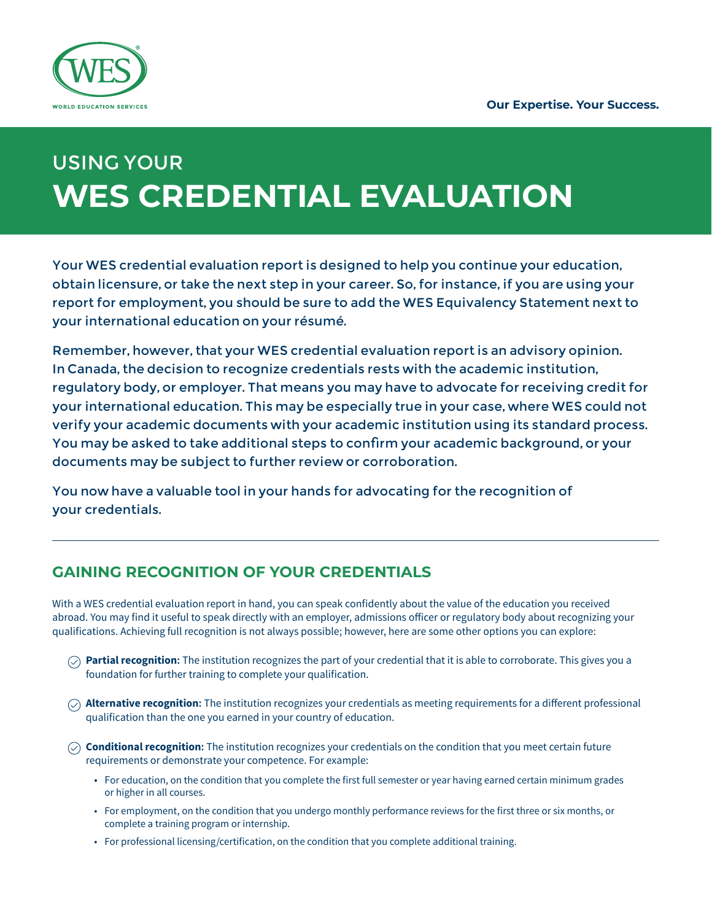Our Expertise. Your Success.

USING YOUR

# WES CREDENTIAL EVALUATION

Your WES credential evaluation report is designed to help you continue your education, obtain licensure, or take the next step in your career. So, for instance, if you are using your report for employment, you should be sure to add the WES Equivalency Statement next to your international education on your résumé.

Remember, however, that your WES credential evaluation report is an advisory opinion. In Canada, the decision to recognize credentials rests with the academic institution, regulatory body, or employer. That means you may have to advocate for receiving credit for your international education. This may be especially true in your case, where WES could not verify your academic documents with your academic institution using its standard process. You may be asked to take additional steps to confirm your academic background, or your documents may be subject to further review or corroboration.

You now have a valuable tool in your hands for advocating for the recognition of your credentials.

---

## GAINING RECOGNITION OF YOUR CREDENTIALS

With a WES credential evaluation report in hand, you can speak confidently about the value of the education you received abroad. You may find it useful to speak directly with an employer, admissions officer or regulatory body about recognizing your qualifications. Achieving full recognition is not always possible; however, here are some other options you can explore:

- **Partial recognition:** The institution recognizes the part of your credential that it is able to corroborate. This gives you a foundation for further training to complete your qualification.
- **Alternative recognition:** The institution recognizes your credentials as meeting requirements for a different professional qualification than the one you earned in your country of education.
- **Conditional recognition:** The institution recognizes your credentials on the condition that you meet certain future requirements or demonstrate your competence. For example:
  - For education, on the condition that you complete the first full semester or year having earned certain minimum grades or higher in all courses.
  - For employment, on the condition that you undergo monthly performance reviews for the first three or six months, or complete a training program or internship.
  - For professional licensing/certification, on the condition that you complete additional training.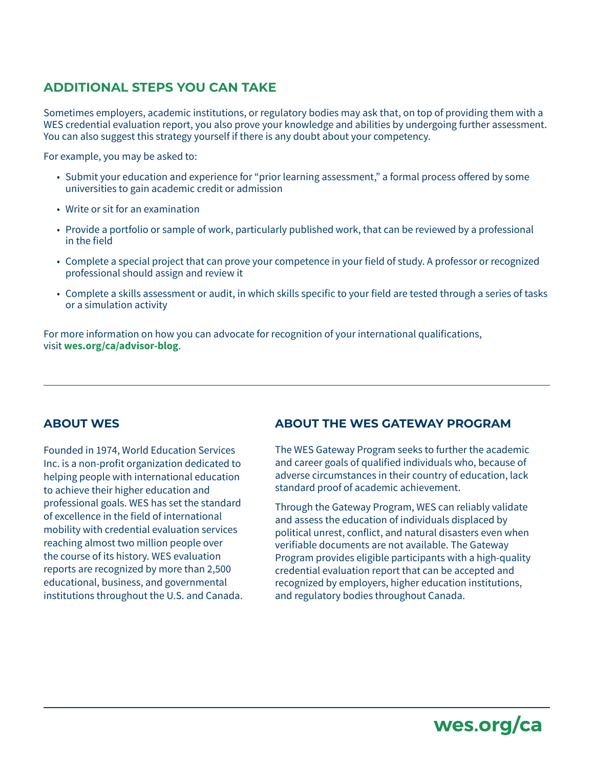## ADDITIONAL STEPS YOU CAN TAKE

Sometimes employers, academic institutions, or regulatory bodies may ask that, on top of providing them with a WES credential evaluation report, you also prove your knowledge and abilities by undergoing further assessment. You can also suggest this strategy yourself if there is any doubt about your competency.

For example, you may be asked to:

- Submit your education and experience for "prior learning assessment," a formal process offered by some universities to gain academic credit or admission
- Write or sit for an examination
- Provide a portfolio or sample of work, particularly published work, that can be reviewed by a professional in the field
- Complete a special project that can prove your competence in your field of study. A professor or recognized professional should assign and review it
- Complete a skills assessment or audit, in which skills specific to your field are tested through a series of tasks or a simulation activity

For more information on how you can advocate for recognition of your international qualifications, visit **wes.org/ca/advisor-blog**.

---

## ABOUT WES

Founded in 1974, World Education Services Inc. is a non-profit organization dedicated to helping people with international education to achieve their higher education and professional goals. WES has set the standard of excellence in the field of international mobility with credential evaluation services reaching almost two million people over the course of its history. WES evaluation reports are recognized by more than 2,500 educational, business, and governmental institutions throughout the U.S. and Canada.

## ABOUT THE WES GATEWAY PROGRAM

The WES Gateway Program seeks to further the academic and career goals of qualified individuals who, because of adverse circumstances in their country of education, lack standard proof of academic achievement.

Through the Gateway Program, WES can reliably validate and assess the education of individuals displaced by political unrest, conflict, and natural disasters even when verifiable documents are not available. The Gateway Program provides eligible participants with a high-quality credential evaluation report that can be accepted and recognized by employers, higher education institutions, and regulatory bodies throughout Canada.

**wes.org/ca**